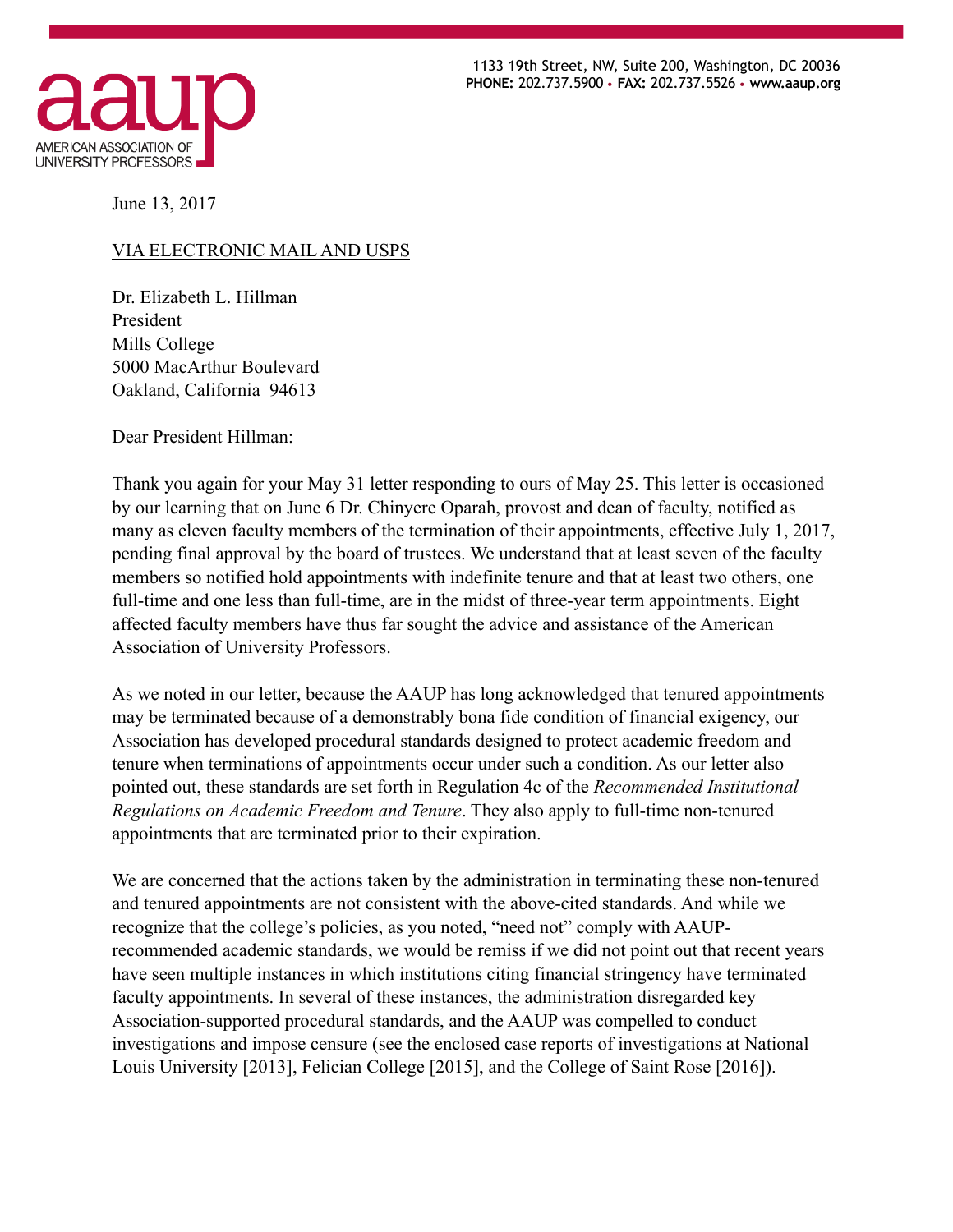AMERICAN ASSOCIATION OF UNIVERSITY PROFESSORS

1133 19th Street, NW, Suite 200, Washington, DC 20036
**PHONE:** 202.737.5900 • **FAX:** 202.737.5526 • **www.aaup.org**

June 13, 2017

VIA ELECTRONIC MAIL AND USPS

Dr. Elizabeth L. Hillman
President
Mills College
5000 MacArthur Boulevard
Oakland, California 94613

Dear President Hillman:

Thank you again for your May 31 letter responding to ours of May 25. This letter is occasioned by our learning that on June 6 Dr. Chinyere Oparah, provost and dean of faculty, notified as many as eleven faculty members of the termination of their appointments, effective July 1, 2017, pending final approval by the board of trustees. We understand that at least seven of the faculty members so notified hold appointments with indefinite tenure and that at least two others, one full-time and one less than full-time, are in the midst of three-year term appointments. Eight affected faculty members have thus far sought the advice and assistance of the American Association of University Professors.

As we noted in our letter, because the AAUP has long acknowledged that tenured appointments may be terminated because of a demonstrably bona fide condition of financial exigency, our Association has developed procedural standards designed to protect academic freedom and tenure when terminations of appointments occur under such a condition. As our letter also pointed out, these standards are set forth in Regulation 4c of the *Recommended Institutional Regulations on Academic Freedom and Tenure*. They also apply to full-time non-tenured appointments that are terminated prior to their expiration.

We are concerned that the actions taken by the administration in terminating these non-tenured and tenured appointments are not consistent with the above-cited standards. And while we recognize that the college's policies, as you noted, "need not" comply with AAUP-recommended academic standards, we would be remiss if we did not point out that recent years have seen multiple instances in which institutions citing financial stringency have terminated faculty appointments. In several of these instances, the administration disregarded key Association-supported procedural standards, and the AAUP was compelled to conduct investigations and impose censure (see the enclosed case reports of investigations at National Louis University [2013], Felician College [2015], and the College of Saint Rose [2016]).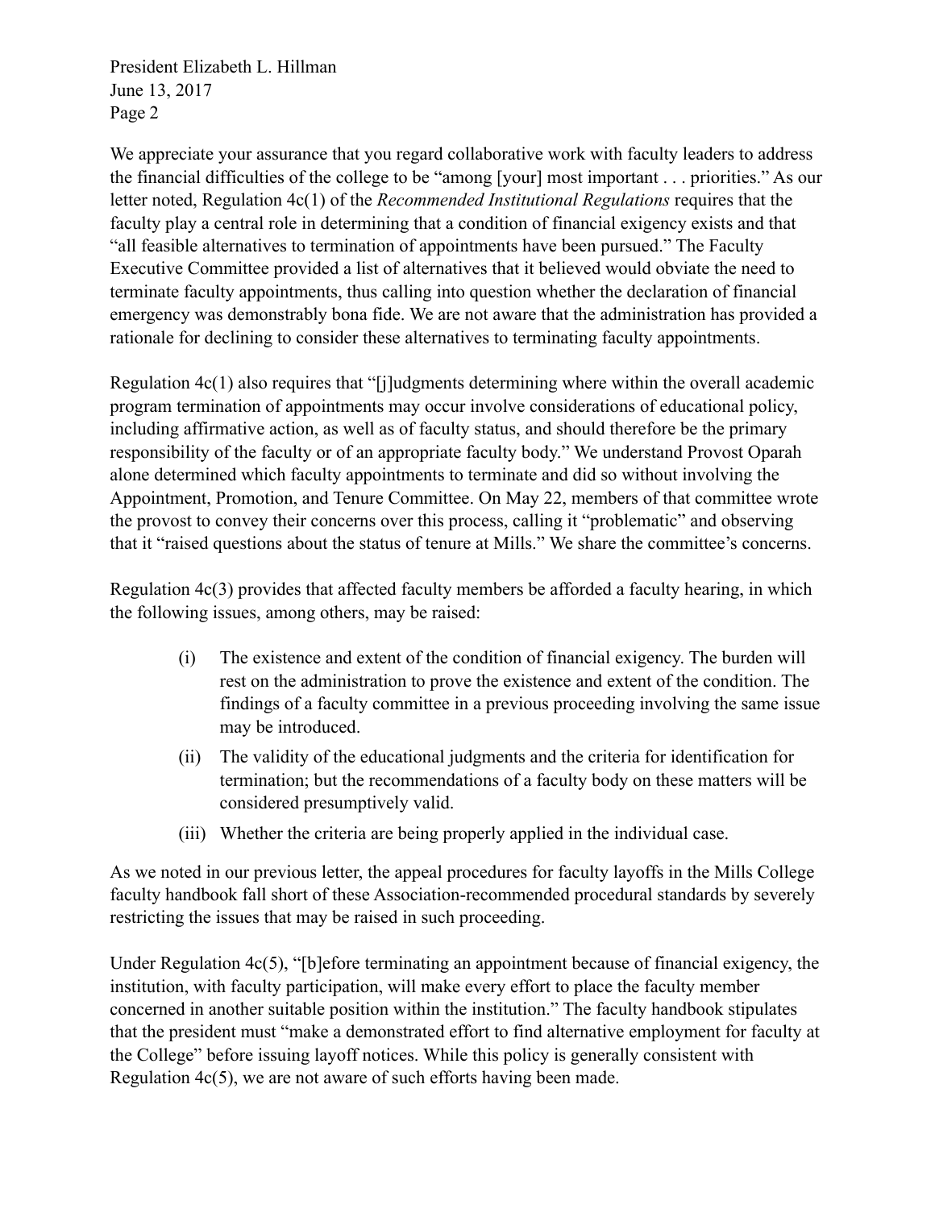We appreciate your assurance that you regard collaborative work with faculty leaders to address the financial difficulties of the college to be "among [your] most important . . . priorities." As our letter noted, Regulation 4c(1) of the *Recommended Institutional Regulations* requires that the faculty play a central role in determining that a condition of financial exigency exists and that "all feasible alternatives to termination of appointments have been pursued." The Faculty Executive Committee provided a list of alternatives that it believed would obviate the need to terminate faculty appointments, thus calling into question whether the declaration of financial emergency was demonstrably bona fide. We are not aware that the administration has provided a rationale for declining to consider these alternatives to terminating faculty appointments.

Regulation 4c(1) also requires that "[j]udgments determining where within the overall academic program termination of appointments may occur involve considerations of educational policy, including affirmative action, as well as of faculty status, and should therefore be the primary responsibility of the faculty or of an appropriate faculty body." We understand Provost Oparah alone determined which faculty appointments to terminate and did so without involving the Appointment, Promotion, and Tenure Committee. On May 22, members of that committee wrote the provost to convey their concerns over this process, calling it "problematic" and observing that it "raised questions about the status of tenure at Mills." We share the committee's concerns.

Regulation 4c(3) provides that affected faculty members be afforded a faculty hearing, in which the following issues, among others, may be raised:

(i) The existence and extent of the condition of financial exigency. The burden will rest on the administration to prove the existence and extent of the condition. The findings of a faculty committee in a previous proceeding involving the same issue may be introduced.

(ii) The validity of the educational judgments and the criteria for identification for termination; but the recommendations of a faculty body on these matters will be considered presumptively valid.

(iii) Whether the criteria are being properly applied in the individual case.

As we noted in our previous letter, the appeal procedures for faculty layoffs in the Mills College faculty handbook fall short of these Association-recommended procedural standards by severely restricting the issues that may be raised in such proceeding.

Under Regulation 4c(5), "[b]efore terminating an appointment because of financial exigency, the institution, with faculty participation, will make every effort to place the faculty member concerned in another suitable position within the institution." The faculty handbook stipulates that the president must "make a demonstrated effort to find alternative employment for faculty at the College" before issuing layoff notices. While this policy is generally consistent with Regulation 4c(5), we are not aware of such efforts having been made.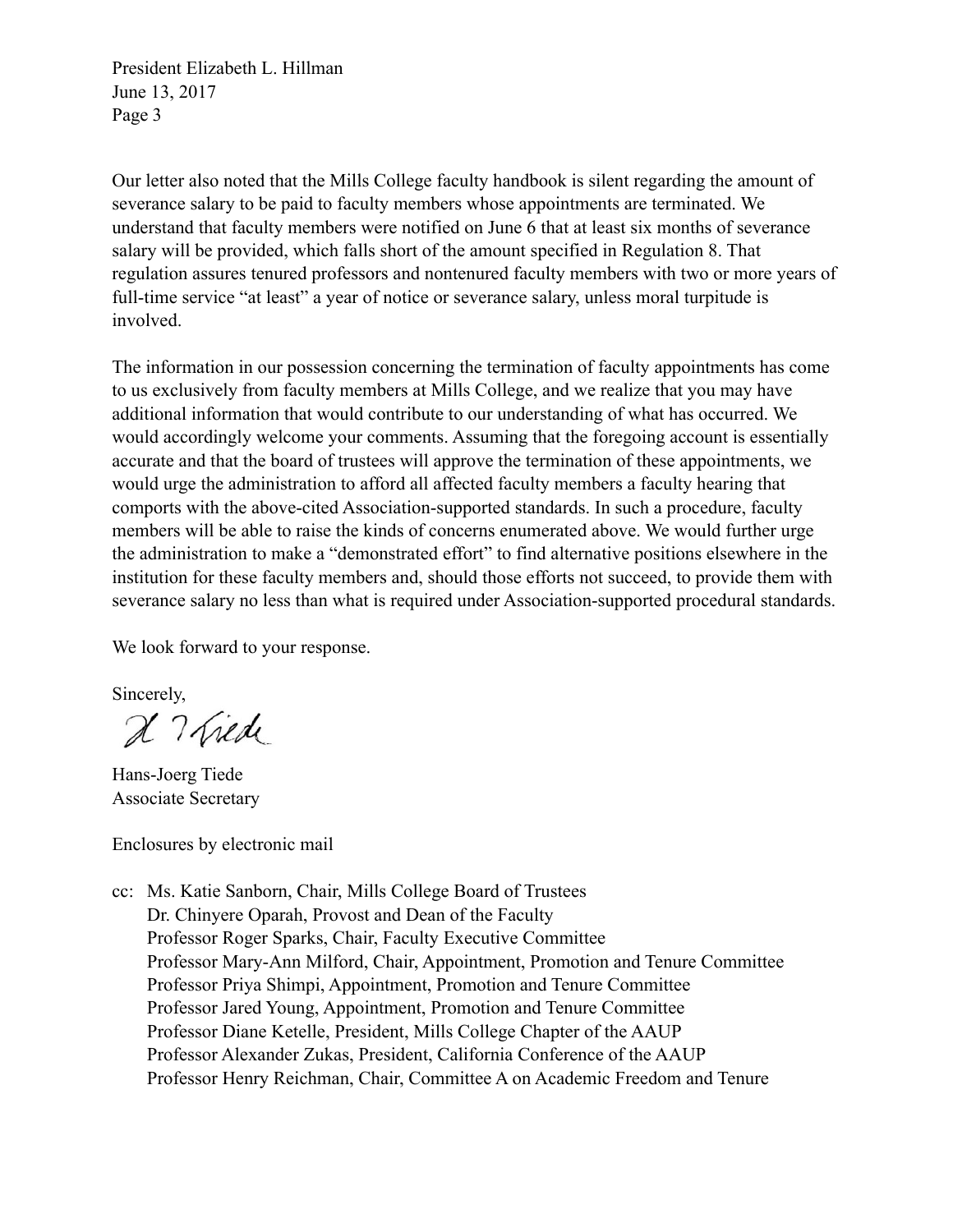Our letter also noted that the Mills College faculty handbook is silent regarding the amount of severance salary to be paid to faculty members whose appointments are terminated. We understand that faculty members were notified on June 6 that at least six months of severance salary will be provided, which falls short of the amount specified in Regulation 8. That regulation assures tenured professors and nontenured faculty members with two or more years of full-time service "at least" a year of notice or severance salary, unless moral turpitude is involved.

The information in our possession concerning the termination of faculty appointments has come to us exclusively from faculty members at Mills College, and we realize that you may have additional information that would contribute to our understanding of what has occurred. We would accordingly welcome your comments. Assuming that the foregoing account is essentially accurate and that the board of trustees will approve the termination of these appointments, we would urge the administration to afford all affected faculty members a faculty hearing that comports with the above-cited Association-supported standards. In such a procedure, faculty members will be able to raise the kinds of concerns enumerated above. We would further urge the administration to make a "demonstrated effort" to find alternative positions elsewhere in the institution for these faculty members and, should those efforts not succeed, to provide them with severance salary no less than what is required under Association-supported procedural standards.

We look forward to your response.

Sincerely,

Hans-Joerg Tiede
Associate Secretary

Enclosures by electronic mail

cc: Ms. Katie Sanborn, Chair, Mills College Board of Trustees
Dr. Chinyere Oparah, Provost and Dean of the Faculty
Professor Roger Sparks, Chair, Faculty Executive Committee
Professor Mary-Ann Milford, Chair, Appointment, Promotion and Tenure Committee
Professor Priya Shimpi, Appointment, Promotion and Tenure Committee
Professor Jared Young, Appointment, Promotion and Tenure Committee
Professor Diane Ketelle, President, Mills College Chapter of the AAUP
Professor Alexander Zukas, President, California Conference of the AAUP
Professor Henry Reichman, Chair, Committee A on Academic Freedom and Tenure